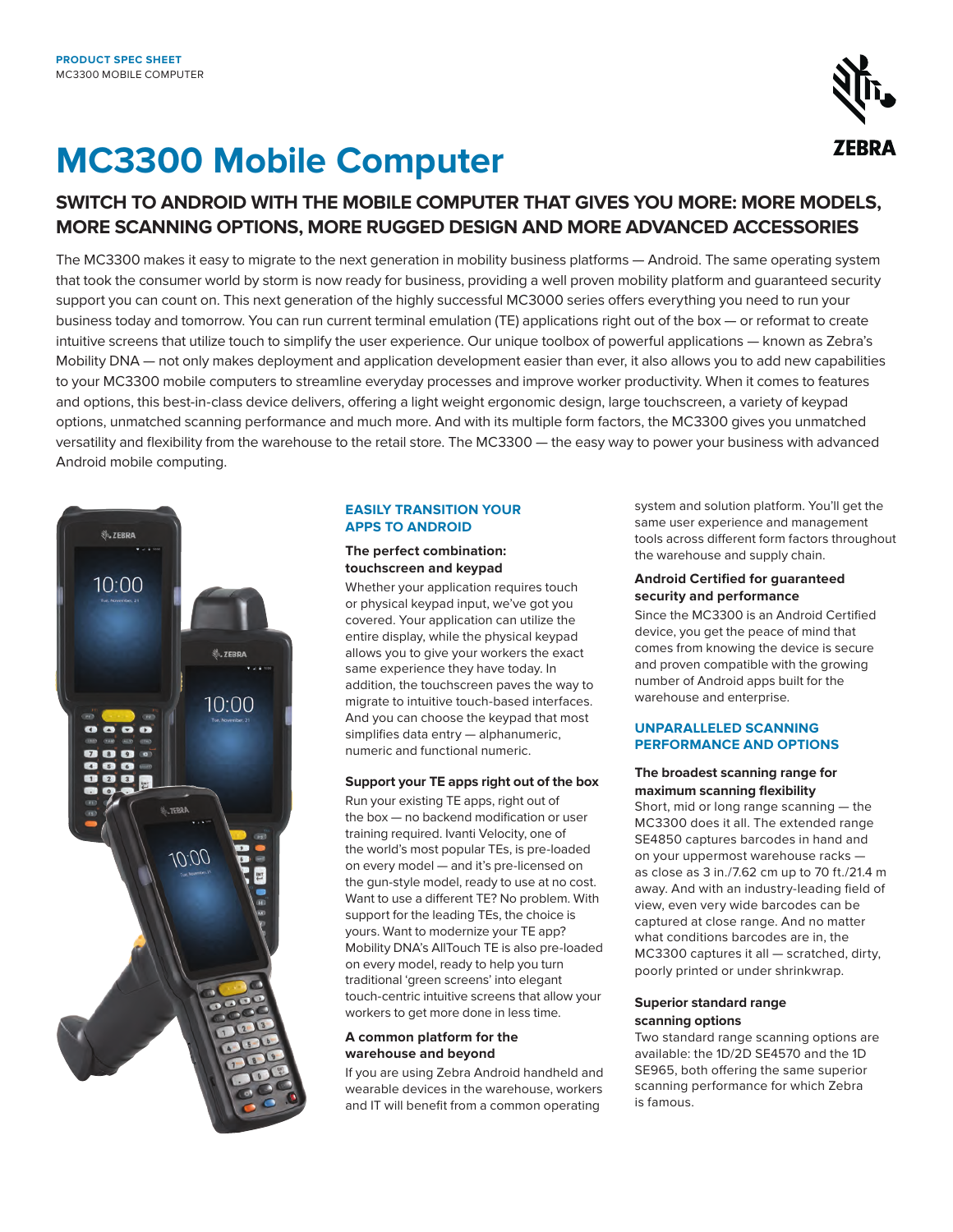PRODUCT SPEC SHEET
MC3300 MOBILE COMPUTER

# MC3300 Mobile Computer

## SWITCH TO ANDROID WITH THE MOBILE COMPUTER THAT GIVES YOU MORE: MORE MODELS, MORE SCANNING OPTIONS, MORE RUGGED DESIGN AND MORE ADVANCED ACCESSORIES

The MC3300 makes it easy to migrate to the next generation in mobility business platforms — Android. The same operating system that took the consumer world by storm is now ready for business, providing a well proven mobility platform and guaranteed security support you can count on. This next generation of the highly successful MC3000 series offers everything you need to run your business today and tomorrow. You can run current terminal emulation (TE) applications right out of the box — or reformat to create intuitive screens that utilize touch to simplify the user experience. Our unique toolbox of powerful applications — known as Zebra's Mobility DNA — not only makes deployment and application development easier than ever, it also allows you to add new capabilities to your MC3300 mobile computers to streamline everyday processes and improve worker productivity. When it comes to features and options, this best-in-class device delivers, offering a light weight ergonomic design, large touchscreen, a variety of keypad options, unmatched scanning performance and much more. And with its multiple form factors, the MC3300 gives you unmatched versatility and flexibility from the warehouse to the retail store. The MC3300 — the easy way to power your business with advanced Android mobile computing.

### EASILY TRANSITION YOUR APPS TO ANDROID

**The perfect combination: touchscreen and keypad**

Whether your application requires touch or physical keypad input, we've got you covered. Your application can utilize the entire display, while the physical keypad allows you to give your workers the exact same experience they have today. In addition, the touchscreen paves the way to migrate to intuitive touch-based interfaces. And you can choose the keypad that most simplifies data entry — alphanumeric, numeric and functional numeric.

**Support your TE apps right out of the box**

Run your existing TE apps, right out of the box — no backend modification or user training required. Ivanti Velocity, one of the world's most popular TEs, is pre-loaded on every model — and it's pre-licensed on the gun-style model, ready to use at no cost. Want to use a different TE? No problem. With support for the leading TEs, the choice is yours. Want to modernize your TE app? Mobility DNA's AllTouch TE is also pre-loaded on every model, ready to help you turn traditional 'green screens' into elegant touch-centric intuitive screens that allow your workers to get more done in less time.

**A common platform for the warehouse and beyond**

If you are using Zebra Android handheld and wearable devices in the warehouse, workers and IT will benefit from a common operating system and solution platform. You'll get the same user experience and management tools across different form factors throughout the warehouse and supply chain.

**Android Certified for guaranteed security and performance**

Since the MC3300 is an Android Certified device, you get the peace of mind that comes from knowing the device is secure and proven compatible with the growing number of Android apps built for the warehouse and enterprise.

### UNPARALLELED SCANNING PERFORMANCE AND OPTIONS

**The broadest scanning range for maximum scanning flexibility**

Short, mid or long range scanning — the MC3300 does it all. The extended range SE4850 captures barcodes in hand and on your uppermost warehouse racks — as close as 3 in./7.62 cm up to 70 ft./21.4 m away. And with an industry-leading field of view, even very wide barcodes can be captured at close range. And no matter what conditions barcodes are in, the MC3300 captures it all — scratched, dirty, poorly printed or under shrinkwrap.

**Superior standard range scanning options**

Two standard range scanning options are available: the 1D/2D SE4570 and the 1D SE965, both offering the same superior scanning performance for which Zebra is famous.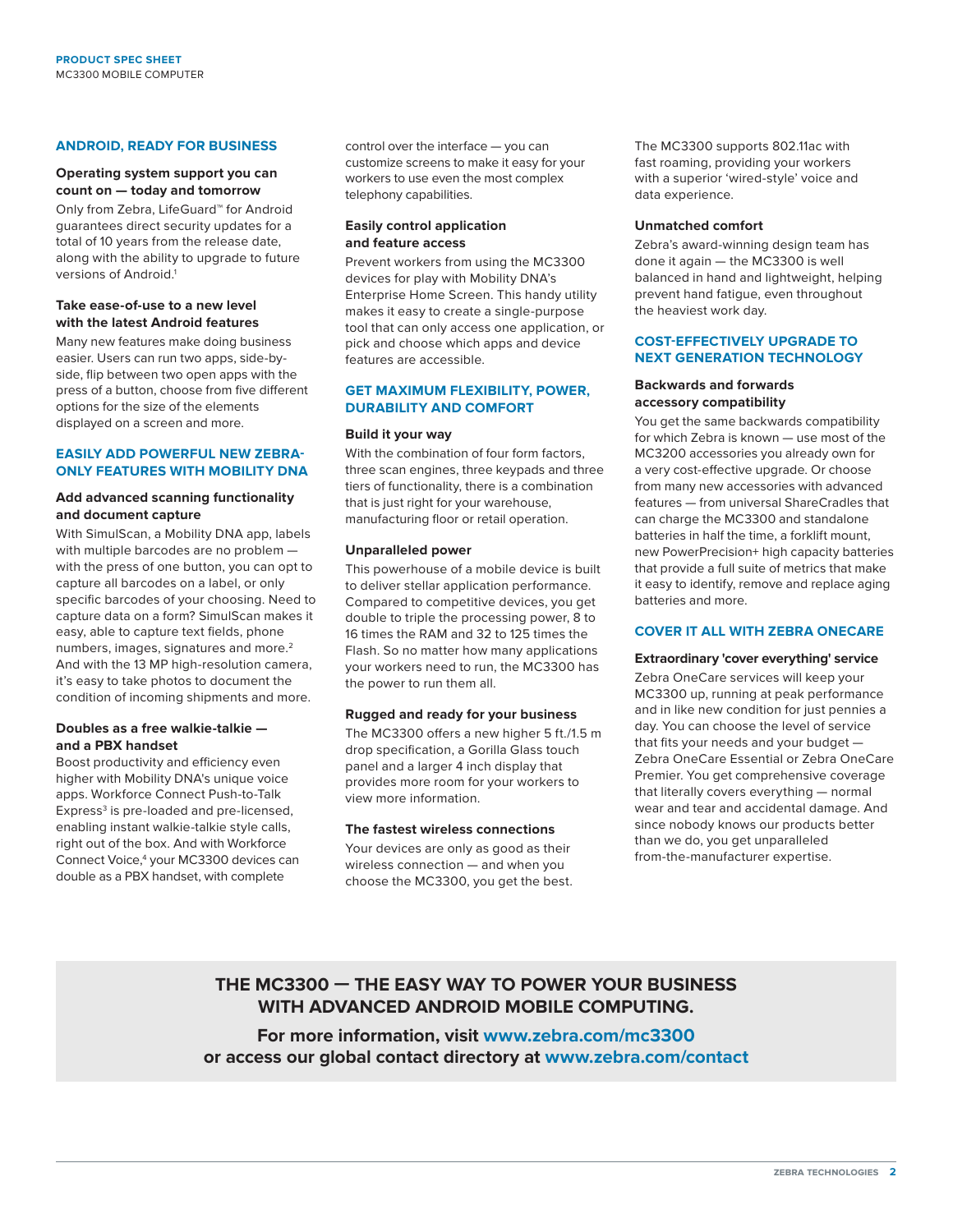## ANDROID, READY FOR BUSINESS

### Operating system support you can count on — today and tomorrow

Only from Zebra, LifeGuard™ for Android guarantees direct security updates for a total of 10 years from the release date, along with the ability to upgrade to future versions of Android.[1]

### Take ease-of-use to a new level with the latest Android features

Many new features make doing business easier. Users can run two apps, side-by-side, flip between two open apps with the press of a button, choose from five different options for the size of the elements displayed on a screen and more.

## EASILY ADD POWERFUL NEW ZEBRA-ONLY FEATURES WITH MOBILITY DNA

### Add advanced scanning functionality and document capture

With SimulScan, a Mobility DNA app, labels with multiple barcodes are no problem — with the press of one button, you can opt to capture all barcodes on a label, or only specific barcodes of your choosing. Need to capture data on a form? SimulScan makes it easy, able to capture text fields, phone numbers, images, signatures and more.[2] And with the 13 MP high-resolution camera, it's easy to take photos to document the condition of incoming shipments and more.

### Doubles as a free walkie-talkie — and a PBX handset

Boost productivity and efficiency even higher with Mobility DNA's unique voice apps. Workforce Connect Push-to-Talk Express[3] is pre-loaded and pre-licensed, enabling instant walkie-talkie style calls, right out of the box. And with Workforce Connect Voice,[4] your MC3300 devices can double as a PBX handset, with complete control over the interface — you can customize screens to make it easy for your workers to use even the most complex telephony capabilities.

### Easily control application and feature access

Prevent workers from using the MC3300 devices for play with Mobility DNA's Enterprise Home Screen. This handy utility makes it easy to create a single-purpose tool that can only access one application, or pick and choose which apps and device features are accessible.

## GET MAXIMUM FLEXIBILITY, POWER, DURABILITY AND COMFORT

### Build it your way

With the combination of four form factors, three scan engines, three keypads and three tiers of functionality, there is a combination that is just right for your warehouse, manufacturing floor or retail operation.

### Unparalleled power

This powerhouse of a mobile device is built to deliver stellar application performance. Compared to competitive devices, you get double to triple the processing power, 8 to 16 times the RAM and 32 to 125 times the Flash. So no matter how many applications your workers need to run, the MC3300 has the power to run them all.

### Rugged and ready for your business

The MC3300 offers a new higher 5 ft./1.5 m drop specification, a Gorilla Glass touch panel and a larger 4 inch display that provides more room for your workers to view more information.

### The fastest wireless connections

Your devices are only as good as their wireless connection — and when you choose the MC3300, you get the best. The MC3300 supports 802.11ac with fast roaming, providing your workers with a superior 'wired-style' voice and data experience.

### Unmatched comfort

Zebra's award-winning design team has done it again — the MC3300 is well balanced in hand and lightweight, helping prevent hand fatigue, even throughout the heaviest work day.

## COST-EFFECTIVELY UPGRADE TO NEXT GENERATION TECHNOLOGY

### Backwards and forwards accessory compatibility

You get the same backwards compatibility for which Zebra is known — use most of the MC3200 accessories you already own for a very cost-effective upgrade. Or choose from many new accessories with advanced features — from universal ShareCradles that can charge the MC3300 and standalone batteries in half the time, a forklift mount, new PowerPrecision+ high capacity batteries that provide a full suite of metrics that make it easy to identify, remove and replace aging batteries and more.

## COVER IT ALL WITH ZEBRA ONECARE

### Extraordinary 'cover everything' service

Zebra OneCare services will keep your MC3300 up, running at peak performance and in like new condition for just pennies a day. You can choose the level of service that fits your needs and your budget — Zebra OneCare Essential or Zebra OneCare Premier. You get comprehensive coverage that literally covers everything — normal wear and tear and accidental damage. And since nobody knows our products better than we do, you get unparalleled from-the-manufacturer expertise.

**THE MC3300 — THE EASY WAY TO POWER YOUR BUSINESS WITH ADVANCED ANDROID MOBILE COMPUTING.**

**For more information, visit www.zebra.com/mc3300 or access our global contact directory at www.zebra.com/contact**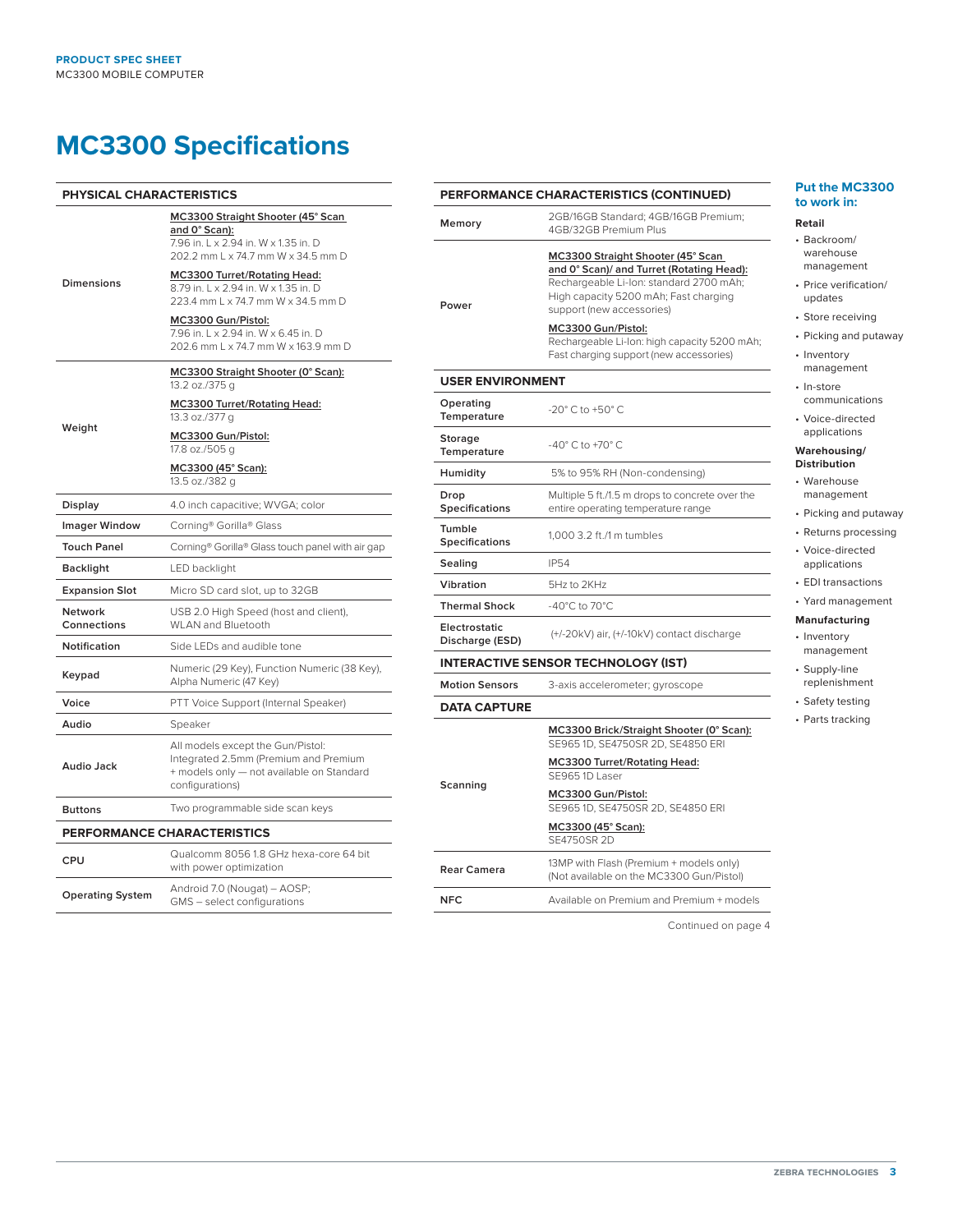PRODUCT SPEC SHEET
MC3300 MOBILE COMPUTER

# MC3300 Specifications

| PHYSICAL CHARACTERISTICS | |
|---|---|
| Dimensions | MC3300 Straight Shooter (45° Scan and 0° Scan): 7.96 in. L x 2.94 in. W x 1.35 in. D 202.2 mm L x 74.7 mm W x 34.5 mm D<br>MC3300 Turret/Rotating Head: 8.79 in. L x 2.94 in. W x 1.35 in. D 223.4 mm L x 74.7 mm W x 34.5 mm D<br>MC3300 Gun/Pistol: 7.96 in. L x 2.94 in. W x 6.45 in. D 202.6 mm L x 74.7 mm W x 163.9 mm D |
| Weight | MC3300 Straight Shooter (0° Scan): 13.2 oz./375 g<br>MC3300 Turret/Rotating Head: 13.3 oz./377 g<br>MC3300 Gun/Pistol: 17.8 oz./505 g<br>MC3300 (45° Scan): 13.5 oz./382 g |
| Display | 4.0 inch capacitive; WVGA; color |
| Imager Window | Corning® Gorilla® Glass |
| Touch Panel | Corning® Gorilla® Glass touch panel with air gap |
| Backlight | LED backlight |
| Expansion Slot | Micro SD card slot, up to 32GB |
| Network Connections | USB 2.0 High Speed (host and client), WLAN and Bluetooth |
| Notification | Side LEDs and audible tone |
| Keypad | Numeric (29 Key), Function Numeric (38 Key), Alpha Numeric (47 Key) |
| Voice | PTT Voice Support (Internal Speaker) |
| Audio | Speaker |
| Audio Jack | All models except the Gun/Pistol: Integrated 2.5mm (Premium and Premium + models only — not available on Standard configurations) |
| Buttons | Two programmable side scan keys |

| PERFORMANCE CHARACTERISTICS | |
|---|---|
| CPU | Qualcomm 8056 1.8 GHz hexa-core 64 bit with power optimization |
| Operating System | Android 7.0 (Nougat) – AOSP; GMS – select configurations |

| PERFORMANCE CHARACTERISTICS (CONTINUED) | |
|---|---|
| Memory | 2GB/16GB Standard; 4GB/16GB Premium; 4GB/32GB Premium Plus |
| Power | MC3300 Straight Shooter (45° Scan and 0° Scan)/ and Turret (Rotating Head): Rechargeable Li-Ion: standard 2700 mAh; High capacity 5200 mAh; Fast charging support (new accessories)<br>MC3300 Gun/Pistol: Rechargeable Li-Ion: high capacity 5200 mAh; Fast charging support (new accessories) |

| USER ENVIRONMENT | |
|---|---|
| Operating Temperature | -20° C to +50° C |
| Storage Temperature | -40° C to +70° C |
| Humidity | 5% to 95% RH (Non-condensing) |
| Drop Specifications | Multiple 5 ft./1.5 m drops to concrete over the entire operating temperature range |
| Tumble Specifications | 1,000 3.2 ft./1 m tumbles |
| Sealing | IP54 |
| Vibration | 5Hz to 2KHz |
| Thermal Shock | -40°C to 70°C |
| Electrostatic Discharge (ESD) | (+/-20kV) air, (+/-10kV) contact discharge |

| INTERACTIVE SENSOR TECHNOLOGY (IST) | |
|---|---|
| Motion Sensors | 3-axis accelerometer; gyroscope |

| DATA CAPTURE | |
|---|---|
| Scanning | MC3300 Brick/Straight Shooter (0° Scan): SE965 1D, SE4750SR 2D, SE4850 ERI<br>MC3300 Turret/Rotating Head: SE965 1D Laser<br>MC3300 Gun/Pistol: SE965 1D, SE4750SR 2D, SE4850 ERI<br>MC3300 (45° Scan): SE4750SR 2D |
| Rear Camera | 13MP with Flash (Premium + models only) (Not available on the MC3300 Gun/Pistol) |
| NFC | Available on Premium and Premium + models |

Continued on page 4

## Put the MC3300 to work in:

**Retail**
- Backroom/ warehouse management
- Price verification/ updates
- Store receiving
- Picking and putaway
- Inventory management
- In-store communications
- Voice-directed applications

**Warehousing/ Distribution**
- Warehouse management
- Picking and putaway
- Returns processing
- Voice-directed applications
- EDI transactions
- Yard management

**Manufacturing**
- Inventory management
- Supply-line replenishment
- Safety testing
- Parts tracking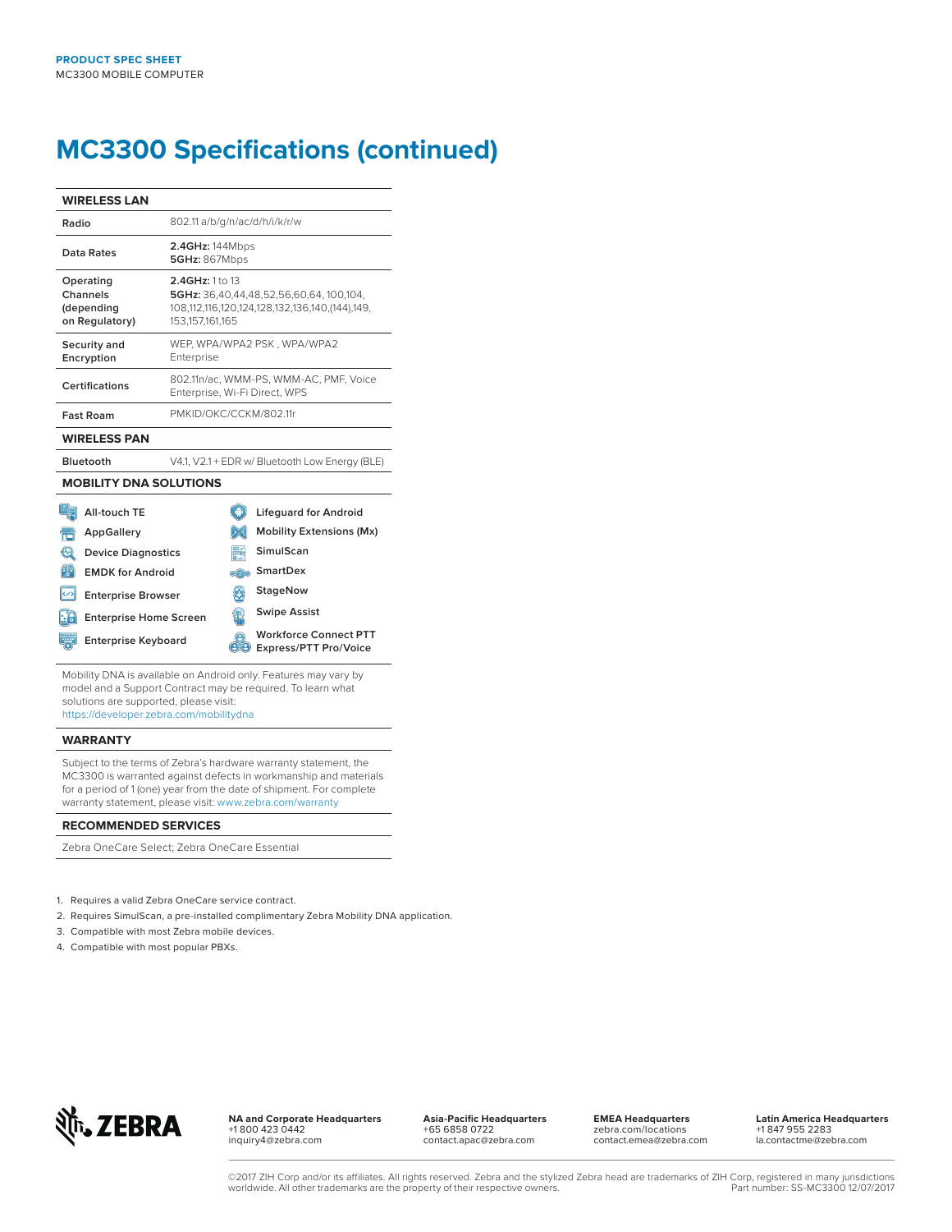# MC3300 Specifications (continued)

| WIRELESS LAN | |
|---|---|
| Radio | 802.11 a/b/g/n/ac/d/h/i/k/r/w |
| Data Rates | **2.4GHz:** 144Mbps<br>**5GHz:** 867Mbps |
| Operating Channels (depending on Regulatory) | **2.4GHz:** 1 to 13<br>**5GHz:** 36,40,44,48,52,56,60,64, 100,104, 108,112,116,120,124,128,132,136,140,(144),149, 153,157,161,165 |
| Security and Encryption | WEP, WPA/WPA2 PSK , WPA/WPA2 Enterprise |
| Certifications | 802.11n/ac, WMM-PS, WMM-AC, PMF, Voice Enterprise, Wi-Fi Direct, WPS |
| Fast Roam | PMKID/OKC/CCKM/802.11r |
| **WIRELESS PAN** | |
| Bluetooth | V4.1, V2.1 + EDR w/ Bluetooth Low Energy (BLE) |

## MOBILITY DNA SOLUTIONS

- All-touch TE
- AppGallery
- Device Diagnostics
- EMDK for Android
- Enterprise Browser
- Enterprise Home Screen
- Enterprise Keyboard
- Lifeguard for Android
- Mobility Extensions (Mx)
- SimulScan
- SmartDex
- StageNow
- Swipe Assist
- Workforce Connect PTT Express/PTT Pro/Voice

Mobility DNA is available on Android only. Features may vary by model and a Support Contract may be required. To learn what solutions are supported, please visit: https://developer.zebra.com/mobilitydna

## WARRANTY

Subject to the terms of Zebra's hardware warranty statement, the MC3300 is warranted against defects in workmanship and materials for a period of 1 (one) year from the date of shipment. For complete warranty statement, please visit: www.zebra.com/warranty

## RECOMMENDED SERVICES

Zebra OneCare Select; Zebra OneCare Essential

1. Requires a valid Zebra OneCare service contract.
2. Requires SimulScan, a pre-installed complimentary Zebra Mobility DNA application.
3. Compatible with most Zebra mobile devices.
4. Compatible with most popular PBXs.

**NA and Corporate Headquarters**
+1 800 423 0442
inquiry4@zebra.com

**Asia-Pacific Headquarters**
+65 6858 0722
contact.apac@zebra.com

**EMEA Headquarters**
zebra.com/locations
contact.emea@zebra.com

**Latin America Headquarters**
+1 847 955 2283
la.contactme@zebra.com

©2017 ZIH Corp and/or its affiliates. All rights reserved. Zebra and the stylized Zebra head are trademarks of ZIH Corp, registered in many jurisdictions worldwide. All other trademarks are the property of their respective owners. Part number: SS-MC3300 12/07/2017